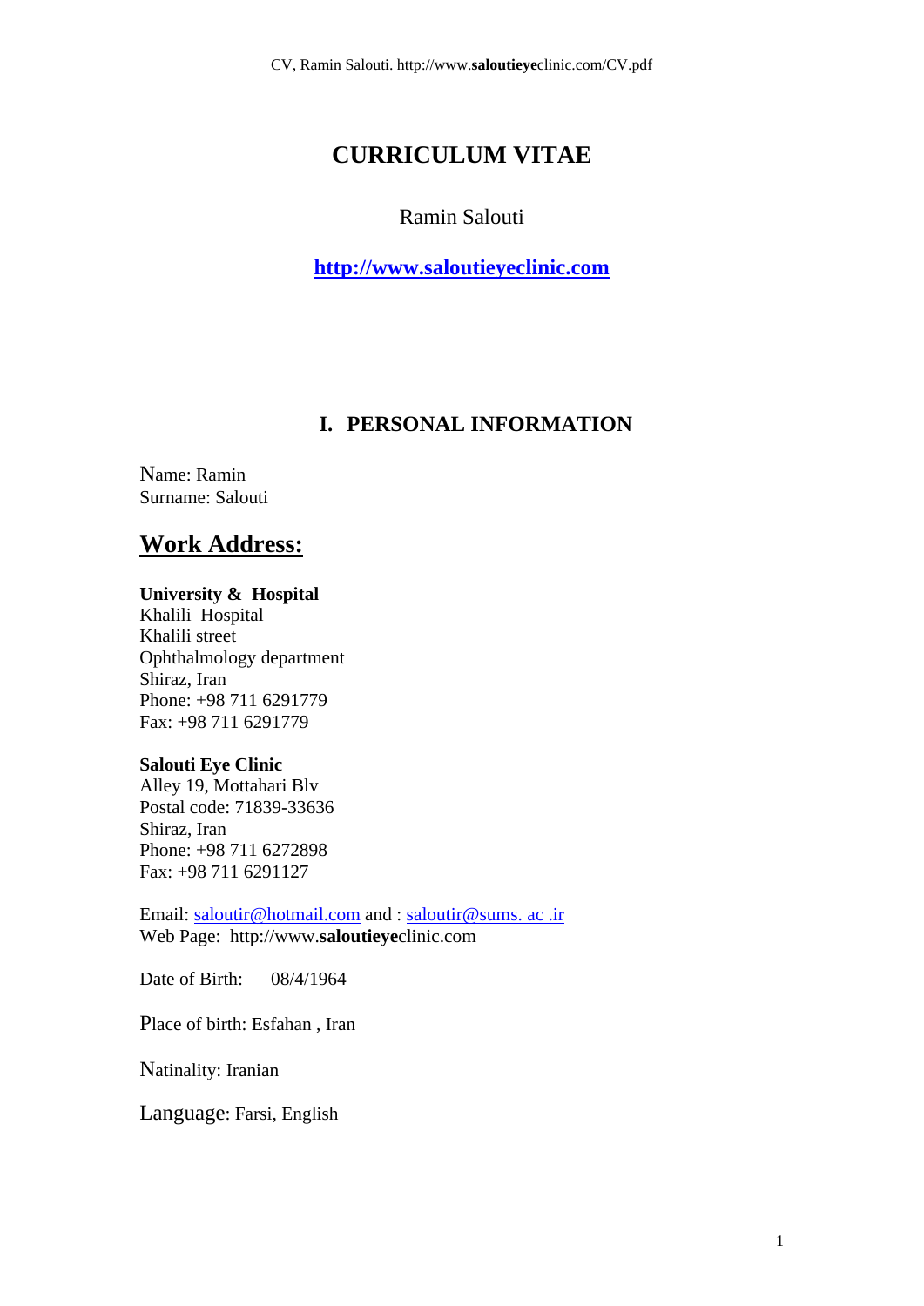# CURRICULUM VITAE

Ramin Salouti

**http://www.saloutieyeclinic.com**

## I. PERSONAL INFORMATION

Name: Ramin
Surname: Salouti

## Work Address:

**University & Hospital**
Khalili Hospital
Khalili street
Ophthalmology department
Shiraz, Iran
Phone: +98 711 6291779
Fax: +98 711 6291779

**Salouti Eye Clinic**
Alley 19, Mottahari Blv
Postal code: 71839-33636
Shiraz, Iran
Phone: +98 711 6272898
Fax: +98 711 6291127

Email: saloutir@hotmail.com and : saloutir@sums. ac .ir
Web Page: http://www.**saloutieye**clinic.com

Date of Birth: 08/4/1964

Place of birth: Esfahan , Iran

Natinality: Iranian

Language: Farsi, English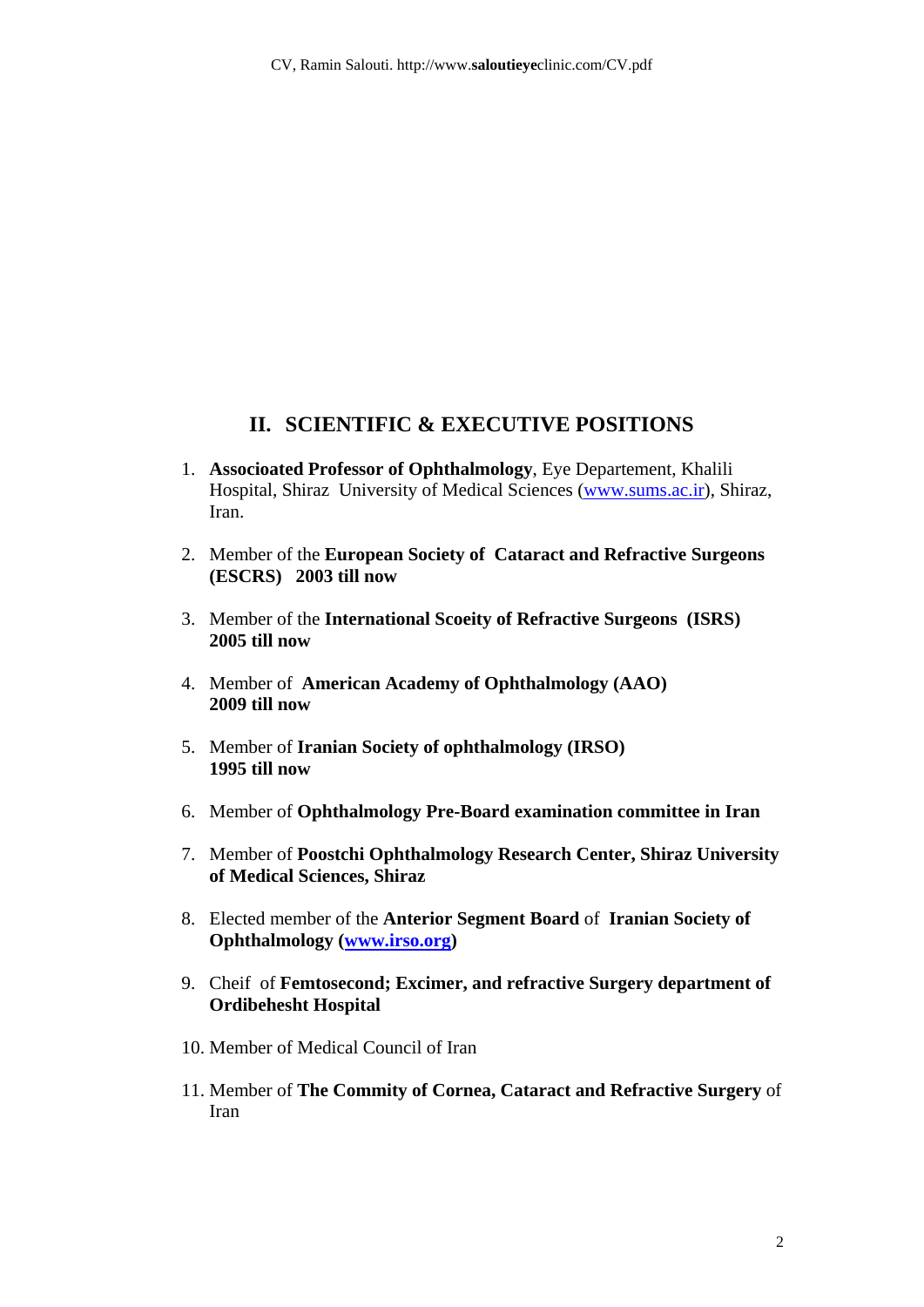## II. SCIENTIFIC & EXECUTIVE POSITIONS

1. **Associoated Professor of Ophthalmology**, Eye Departement, Khalili Hospital, Shiraz University of Medical Sciences (www.sums.ac.ir), Shiraz, Iran.

2. Member of the **European Society of Cataract and Refractive Surgeons (ESCRS) 2003 till now**

3. Member of the **International Scoeity of Refractive Surgeons (ISRS) 2005 till now**

4. Member of **American Academy of Ophthalmology (AAO) 2009 till now**

5. Member of **Iranian Society of ophthalmology (IRSO) 1995 till now**

6. Member of **Ophthalmology Pre-Board examination committee in Iran**

7. Member of **Poostchi Ophthalmology Research Center, Shiraz University of Medical Sciences, Shiraz**

8. Elected member of the **Anterior Segment Board** of **Iranian Society of Ophthalmology (www.irso.org)**

9. Cheif of **Femtosecond; Excimer, and refractive Surgery department of Ordibehesht Hospital**

10. Member of Medical Council of Iran

11. Member of **The Commity of Cornea, Cataract and Refractive Surgery** of Iran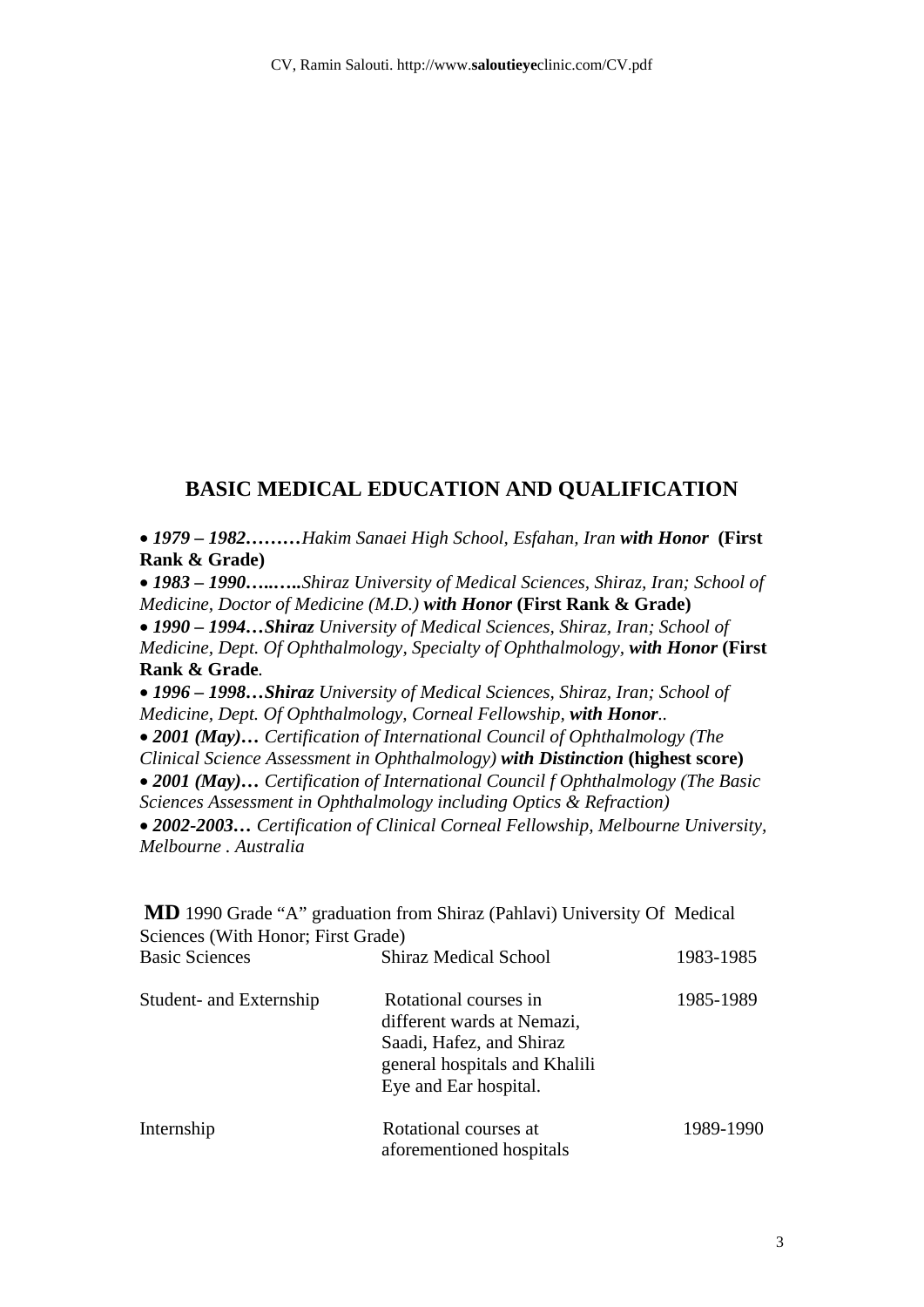## BASIC MEDICAL EDUCATION AND QUALIFICATION

- ***1979 – 1982………****Hakim Sanaei High School, Esfahan, Iran* ***with Honor*** **(First Rank & Grade)**
- ***1983 – 1990…..…..****Shiraz University of Medical Sciences, Shiraz, Iran; School of Medicine, Doctor of Medicine (M.D.)* ***with Honor*** **(First Rank & Grade)**
- ***1990 – 1994…Shiraz*** *University of Medical Sciences, Shiraz, Iran; School of Medicine, Dept. Of Ophthalmology, Specialty of Ophthalmology,* ***with Honor*** **(First Rank & Grade**.
- ***1996 – 1998…Shiraz*** *University of Medical Sciences, Shiraz, Iran; School of Medicine, Dept. Of Ophthalmology, Corneal Fellowship,* ***with Honor****..*
- ***2001 (May)…*** *Certification of International Council of Ophthalmology (The Clinical Science Assessment in Ophthalmology)* ***with Distinction*** **(highest score)**
- ***2001 (May)…*** *Certification of International Council f Ophthalmology (The Basic Sciences Assessment in Ophthalmology including Optics & Refraction)*
- ***2002-2003…*** *Certification of Clinical Corneal Fellowship, Melbourne University, Melbourne . Australia*

**MD** 1990 Grade "A" graduation from Shiraz (Pahlavi) University Of Medical Sciences (With Honor; First Grade)

| | | |
|---|---|---|
| Basic Sciences | Shiraz Medical School | 1983-1985 |
| Student- and Externship | Rotational courses in different wards at Nemazi, Saadi, Hafez, and Shiraz general hospitals and Khalili Eye and Ear hospital. | 1985-1989 |
| Internship | Rotational courses at aforementioned hospitals | 1989-1990 |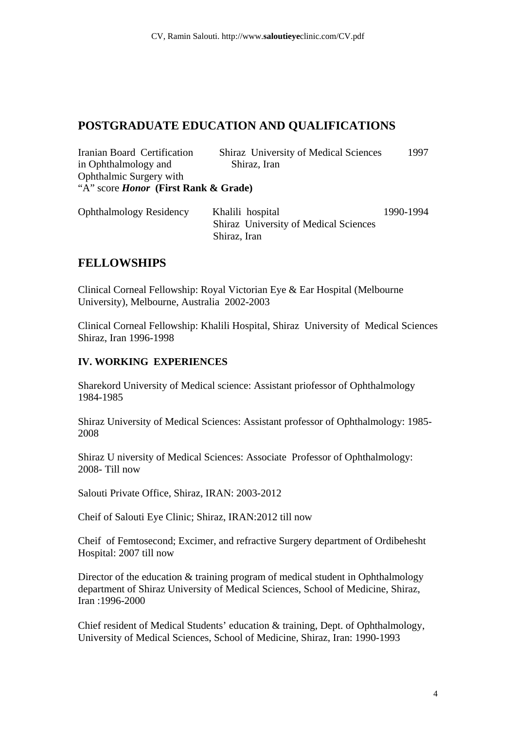## POSTGRADUATE EDUCATION AND QUALIFICATIONS

| | | |
|---|---|---|
| Iranian Board Certification in Ophthalmology and Ophthalmic Surgery with "A" score ***Honor* (First Rank & Grade)** | Shiraz University of Medical Sciences Shiraz, Iran | 1997 |
| Ophthalmology Residency | Khalili hospital Shiraz University of Medical Sciences Shiraz, Iran | 1990-1994 |

## FELLOWSHIPS

Clinical Corneal Fellowship: Royal Victorian Eye & Ear Hospital (Melbourne University), Melbourne, Australia 2002-2003

Clinical Corneal Fellowship: Khalili Hospital, Shiraz University of Medical Sciences Shiraz, Iran 1996-1998

### IV. WORKING EXPERIENCES

Sharekord University of Medical science: Assistant priofessor of Ophthalmology 1984-1985

Shiraz University of Medical Sciences: Assistant professor of Ophthalmology: 1985-2008

Shiraz U niversity of Medical Sciences: Associate Professor of Ophthalmology: 2008- Till now

Salouti Private Office, Shiraz, IRAN: 2003-2012

Cheif of Salouti Eye Clinic; Shiraz, IRAN:2012 till now

Cheif of Femtosecond; Excimer, and refractive Surgery department of Ordibehesht Hospital: 2007 till now

Director of the education & training program of medical student in Ophthalmology department of Shiraz University of Medical Sciences, School of Medicine, Shiraz, Iran :1996-2000

Chief resident of Medical Students' education & training, Dept. of Ophthalmology, University of Medical Sciences, School of Medicine, Shiraz, Iran: 1990-1993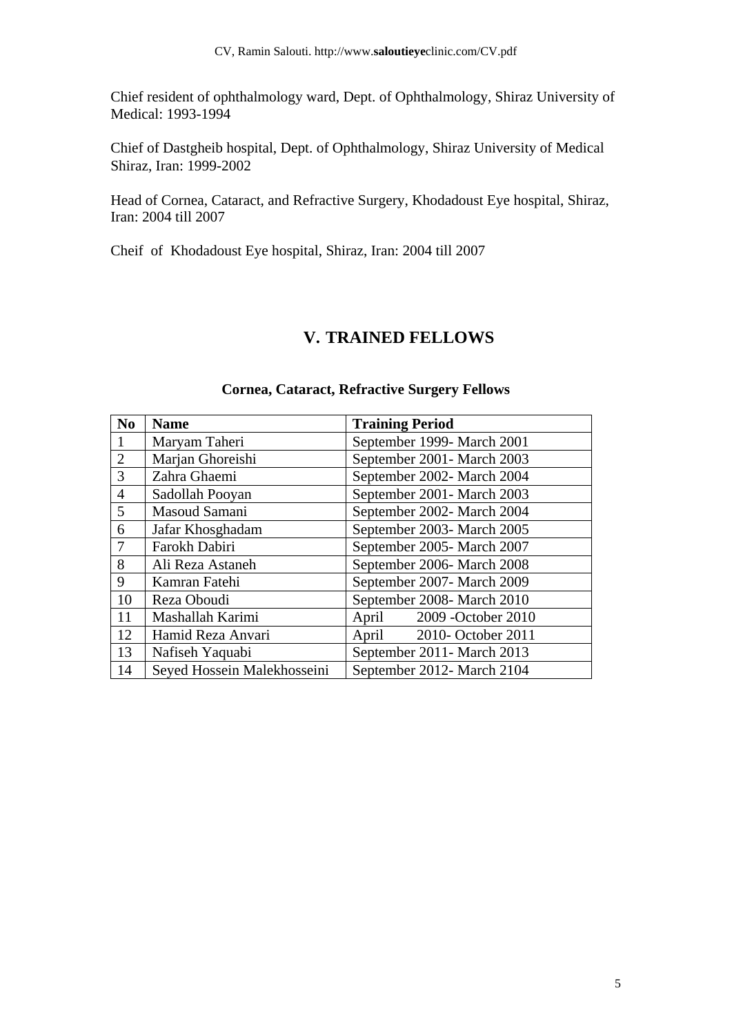Chief resident of ophthalmology ward, Dept. of Ophthalmology, Shiraz University of Medical: 1993-1994

Chief of Dastgheib hospital, Dept. of Ophthalmology, Shiraz University of Medical Shiraz, Iran: 1999-2002

Head of Cornea, Cataract, and Refractive Surgery, Khodadoust Eye hospital, Shiraz, Iran: 2004 till 2007

Cheif of Khodadoust Eye hospital, Shiraz, Iran: 2004 till 2007

## V. TRAINED FELLOWS

### Cornea, Cataract, Refractive Surgery Fellows

| No | Name | Training Period |
|---|---|---|
| 1 | Maryam Taheri | September 1999- March 2001 |
| 2 | Marjan Ghoreishi | September 2001- March 2003 |
| 3 | Zahra Ghaemi | September 2002- March 2004 |
| 4 | Sadollah Pooyan | September 2001- March 2003 |
| 5 | Masoud Samani | September 2002- March 2004 |
| 6 | Jafar Khosghadam | September 2003- March 2005 |
| 7 | Farokh Dabiri | September 2005- March 2007 |
| 8 | Ali Reza Astaneh | September 2006- March 2008 |
| 9 | Kamran Fatehi | September 2007- March 2009 |
| 10 | Reza Oboudi | September 2008- March 2010 |
| 11 | Mashallah Karimi | April 2009 -October 2010 |
| 12 | Hamid Reza Anvari | April 2010- October 2011 |
| 13 | Nafiseh Yaqubi | September 2011- March 2013 |
| 14 | Seyed Hossein Malekhosseini | September 2012- March 2104 |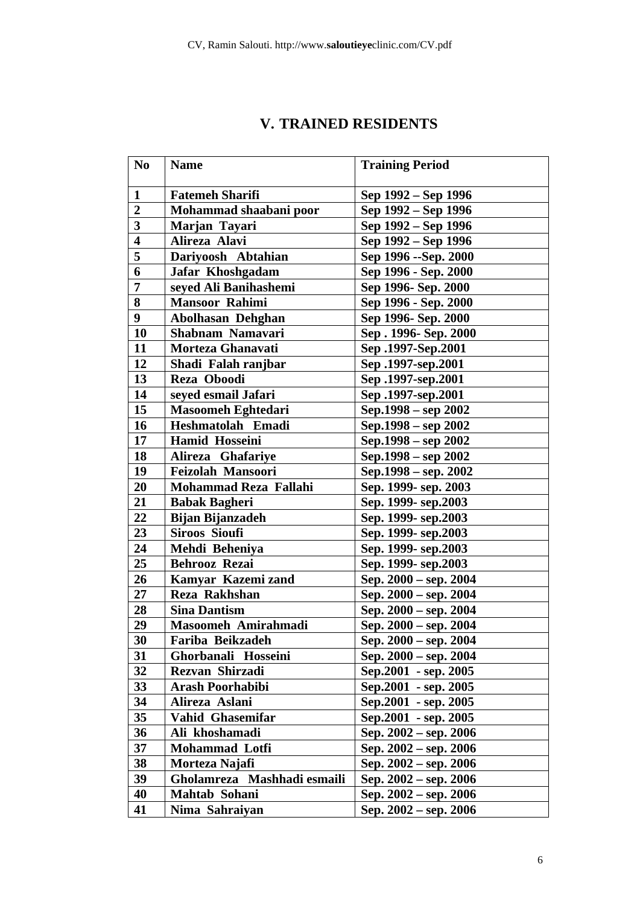# V. TRAINED RESIDENTS

| No | Name | Training Period |
|---|---|---|
| 1 | Fatemeh Sharifi | Sep 1992 – Sep 1996 |
| 2 | Mohammad shaabani poor | Sep 1992 – Sep 1996 |
| 3 | Marjan Tayari | Sep 1992 – Sep 1996 |
| 4 | Alireza Alavi | Sep 1992 – Sep 1996 |
| 5 | Dariyoosh Abtahian | Sep 1996 --Sep. 2000 |
| 6 | Jafar Khoshgadam | Sep 1996 - Sep. 2000 |
| 7 | seyed Ali Banihashemi | Sep 1996- Sep. 2000 |
| 8 | Mansoor Rahimi | Sep 1996 - Sep. 2000 |
| 9 | Abolhasan Dehghan | Sep 1996- Sep. 2000 |
| 10 | Shabnam Namavari | Sep . 1996- Sep. 2000 |
| 11 | Morteza Ghanavati | Sep .1997-Sep.2001 |
| 12 | Shadi Falah ranjbar | Sep .1997-sep.2001 |
| 13 | Reza Oboodi | Sep .1997-sep.2001 |
| 14 | seyed esmail Jafari | Sep .1997-sep.2001 |
| 15 | Masoomeh Eghtedari | Sep.1998 – sep 2002 |
| 16 | Heshmatolah Emadi | Sep.1998 – sep 2002 |
| 17 | Hamid Hosseini | Sep.1998 – sep 2002 |
| 18 | Alireza Ghafariye | Sep.1998 – sep 2002 |
| 19 | Feizolah Mansoori | Sep.1998 – sep. 2002 |
| 20 | Mohammad Reza Fallahi | Sep. 1999- sep. 2003 |
| 21 | Babak Bagheri | Sep. 1999- sep.2003 |
| 22 | Bijan Bijanzadeh | Sep. 1999- sep.2003 |
| 23 | Siroos Sioufi | Sep. 1999- sep.2003 |
| 24 | Mehdi Beheniya | Sep. 1999- sep.2003 |
| 25 | Behrooz Rezai | Sep. 1999- sep.2003 |
| 26 | Kamyar Kazemi zand | Sep. 2000 – sep. 2004 |
| 27 | Reza Rakhshan | Sep. 2000 – sep. 2004 |
| 28 | Sina Dantism | Sep. 2000 – sep. 2004 |
| 29 | Masoomeh Amirahmadi | Sep. 2000 – sep. 2004 |
| 30 | Fariba Beikzadeh | Sep. 2000 – sep. 2004 |
| 31 | Ghorbanali Hosseini | Sep. 2000 – sep. 2004 |
| 32 | Rezvan Shirzadi | Sep.2001 - sep. 2005 |
| 33 | Arash Poorhabibi | Sep.2001 - sep. 2005 |
| 34 | Alireza Aslani | Sep.2001 - sep. 2005 |
| 35 | Vahid Ghasemifar | Sep.2001 - sep. 2005 |
| 36 | Ali khoshamadi | Sep. 2002 – sep. 2006 |
| 37 | Mohammad Lotfi | Sep. 2002 – sep. 2006 |
| 38 | Morteza Najafi | Sep. 2002 – sep. 2006 |
| 39 | Gholamreza Mashhadi esmaili | Sep. 2002 – sep. 2006 |
| 40 | Mahtab Sohani | Sep. 2002 – sep. 2006 |
| 41 | Nima Sahraiyan | Sep. 2002 – sep. 2006 |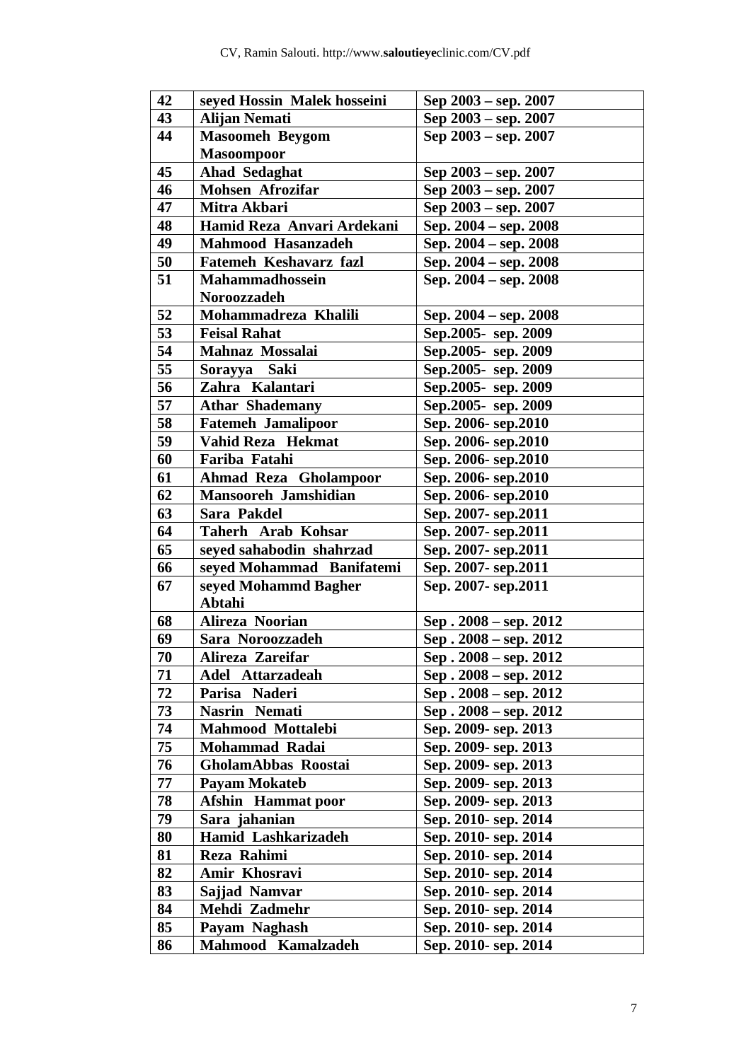| 42 | seyed Hossin Malek hosseini | Sep 2003 – sep. 2007 |
|---|---|---|
| 43 | Alijan Nemati | Sep 2003 – sep. 2007 |
| 44 | Masoomeh Beygom Masoompoor | Sep 2003 – sep. 2007 |
| 45 | Ahad Sedaghat | Sep 2003 – sep. 2007 |
| 46 | Mohsen Afrozifar | Sep 2003 – sep. 2007 |
| 47 | Mitra Akbari | Sep 2003 – sep. 2007 |
| 48 | Hamid Reza Anvari Ardekani | Sep. 2004 – sep. 2008 |
| 49 | Mahmood Hasanzadeh | Sep. 2004 – sep. 2008 |
| 50 | Fatemeh Keshavarz fazl | Sep. 2004 – sep. 2008 |
| 51 | Mahammadhossein Noroozzadeh | Sep. 2004 – sep. 2008 |
| 52 | Mohammadreza Khalili | Sep. 2004 – sep. 2008 |
| 53 | Feisal Rahat | Sep.2005- sep. 2009 |
| 54 | Mahnaz Mossalai | Sep.2005- sep. 2009 |
| 55 | Sorayya Saki | Sep.2005- sep. 2009 |
| 56 | Zahra Kalantari | Sep.2005- sep. 2009 |
| 57 | Athar Shademany | Sep.2005- sep. 2009 |
| 58 | Fatemeh Jamalipoor | Sep. 2006- sep.2010 |
| 59 | Vahid Reza Hekmat | Sep. 2006- sep.2010 |
| 60 | Fariba Fatahi | Sep. 2006- sep.2010 |
| 61 | Ahmad Reza Gholampoor | Sep. 2006- sep.2010 |
| 62 | Mansooreh Jamshidian | Sep. 2006- sep.2010 |
| 63 | Sara Pakdel | Sep. 2007- sep.2011 |
| 64 | Taherh Arab Kohsar | Sep. 2007- sep.2011 |
| 65 | seyed sahabodin shahrzad | Sep. 2007- sep.2011 |
| 66 | seyed Mohammad Banifatemi | Sep. 2007- sep.2011 |
| 67 | seyed Mohammd Bagher Abtahi | Sep. 2007- sep.2011 |
| 68 | Alireza Noorian | Sep . 2008 – sep. 2012 |
| 69 | Sara Noroozzadeh | Sep . 2008 – sep. 2012 |
| 70 | Alireza Zareifar | Sep . 2008 – sep. 2012 |
| 71 | Adel Attarzadeah | Sep . 2008 – sep. 2012 |
| 72 | Parisa Naderi | Sep . 2008 – sep. 2012 |
| 73 | Nasrin Nemati | Sep . 2008 – sep. 2012 |
| 74 | Mahmood Mottalebi | Sep. 2009- sep. 2013 |
| 75 | Mohammad Radai | Sep. 2009- sep. 2013 |
| 76 | GholamAbbas Roostai | Sep. 2009- sep. 2013 |
| 77 | Payam Mokateb | Sep. 2009- sep. 2013 |
| 78 | Afshin Hammat poor | Sep. 2009- sep. 2013 |
| 79 | Sara jahanian | Sep. 2010- sep. 2014 |
| 80 | Hamid Lashkarizadeh | Sep. 2010- sep. 2014 |
| 81 | Reza Rahimi | Sep. 2010- sep. 2014 |
| 82 | Amir Khosravi | Sep. 2010- sep. 2014 |
| 83 | Sajjad Namvar | Sep. 2010- sep. 2014 |
| 84 | Mehdi Zadmehr | Sep. 2010- sep. 2014 |
| 85 | Payam Naghash | Sep. 2010- sep. 2014 |
| 86 | Mahmood Kamalzadeh | Sep. 2010- sep. 2014 |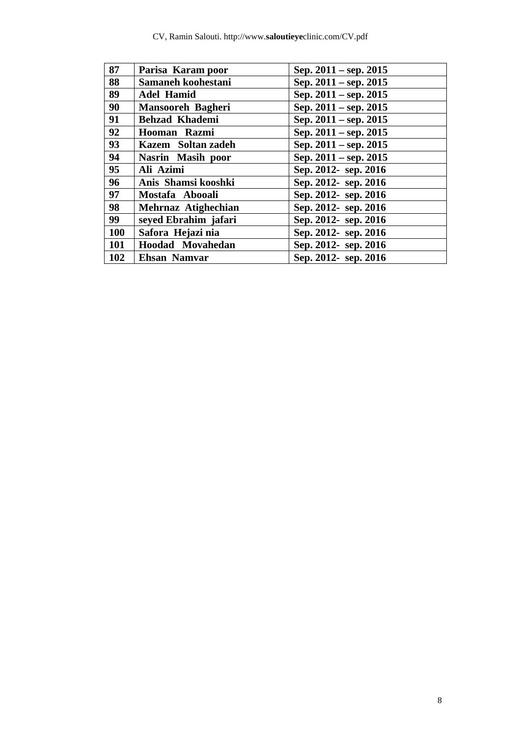| 87 | Parisa Karam poor | Sep. 2011 – sep. 2015 |
|---|---|---|
| 88 | Samaneh koohestani | Sep. 2011 – sep. 2015 |
| 89 | Adel Hamid | Sep. 2011 – sep. 2015 |
| 90 | Mansooreh Bagheri | Sep. 2011 – sep. 2015 |
| 91 | Behzad Khademi | Sep. 2011 – sep. 2015 |
| 92 | Hooman Razmi | Sep. 2011 – sep. 2015 |
| 93 | Kazem Soltan zadeh | Sep. 2011 – sep. 2015 |
| 94 | Nasrin Masih poor | Sep. 2011 – sep. 2015 |
| 95 | Ali Azimi | Sep. 2012- sep. 2016 |
| 96 | Anis Shamsi kooshki | Sep. 2012- sep. 2016 |
| 97 | Mostafa Abooali | Sep. 2012- sep. 2016 |
| 98 | Mehrnaz Atighechian | Sep. 2012- sep. 2016 |
| 99 | seyed Ebrahim jafari | Sep. 2012- sep. 2016 |
| 100 | Safora Hejazi nia | Sep. 2012- sep. 2016 |
| 101 | Hoodad Movahedan | Sep. 2012- sep. 2016 |
| 102 | Ehsan Namvar | Sep. 2012- sep. 2016 |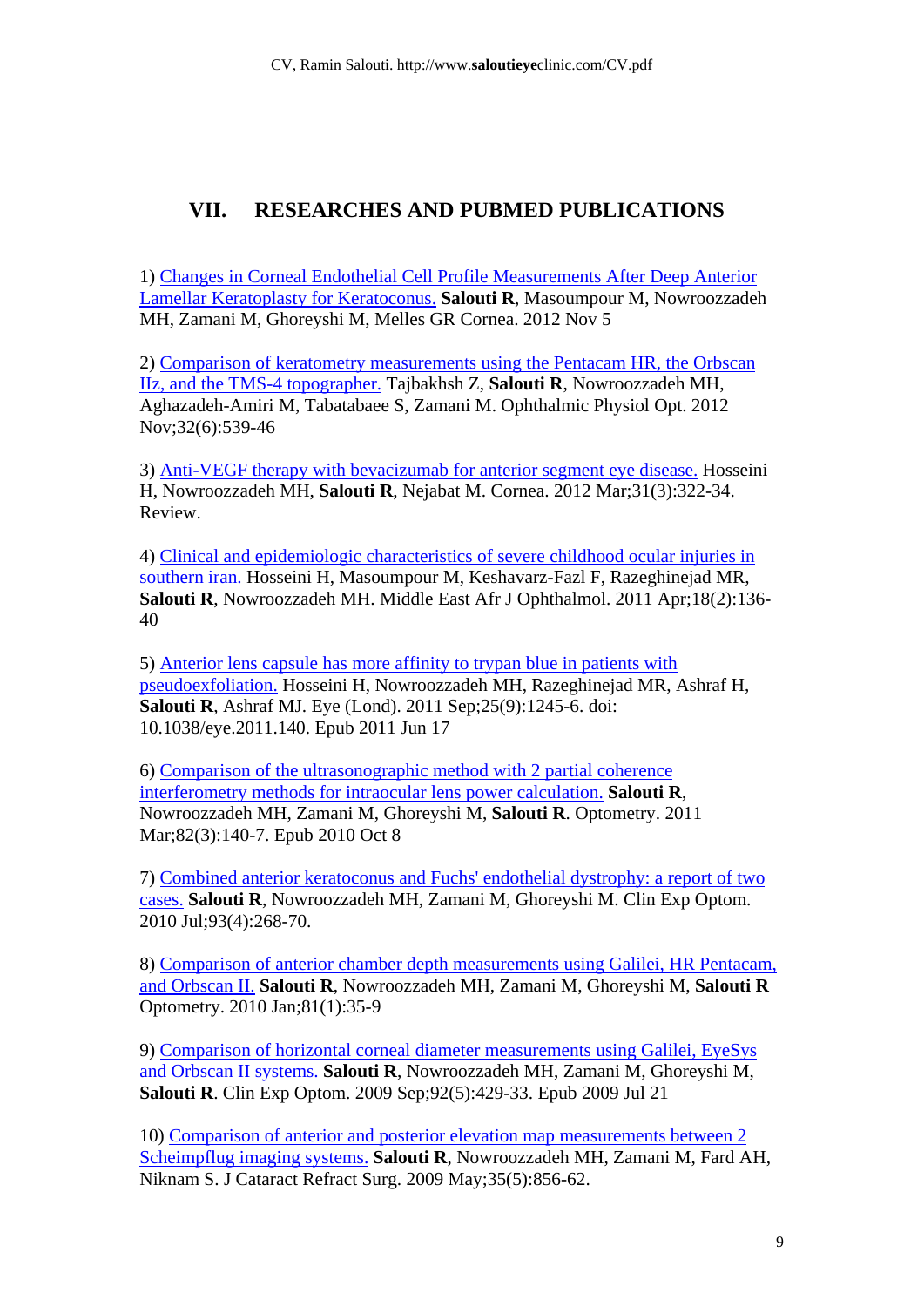## VII. RESEARCHES AND PUBMED PUBLICATIONS

1) Changes in Corneal Endothelial Cell Profile Measurements After Deep Anterior Lamellar Keratoplasty for Keratoconus. **Salouti R**, Masoumpour M, Nowroozzadeh MH, Zamani M, Ghoreyshi M, Melles GR Cornea. 2012 Nov 5

2) Comparison of keratometry measurements using the Pentacam HR, the Orbscan IIz, and the TMS-4 topographer. Tajbakhsh Z, **Salouti R**, Nowroozzadeh MH, Aghazadeh-Amiri M, Tabatabaee S, Zamani M. Ophthalmic Physiol Opt. 2012 Nov;32(6):539-46

3) Anti-VEGF therapy with bevacizumab for anterior segment eye disease. Hosseini H, Nowroozzadeh MH, **Salouti R**, Nejabat M. Cornea. 2012 Mar;31(3):322-34. Review.

4) Clinical and epidemiologic characteristics of severe childhood ocular injuries in southern iran. Hosseini H, Masoumpour M, Keshavarz-Fazl F, Razeghinejad MR, **Salouti R**, Nowroozzadeh MH. Middle East Afr J Ophthalmol. 2011 Apr;18(2):136-40

5) Anterior lens capsule has more affinity to trypan blue in patients with pseudoexfoliation. Hosseini H, Nowroozzadeh MH, Razeghinejad MR, Ashraf H, **Salouti R**, Ashraf MJ. Eye (Lond). 2011 Sep;25(9):1245-6. doi: 10.1038/eye.2011.140. Epub 2011 Jun 17

6) Comparison of the ultrasonographic method with 2 partial coherence interferometry methods for intraocular lens power calculation. **Salouti R**, Nowroozzadeh MH, Zamani M, Ghoreyshi M, **Salouti R**. Optometry. 2011 Mar;82(3):140-7. Epub 2010 Oct 8

7) Combined anterior keratoconus and Fuchs' endothelial dystrophy: a report of two cases. **Salouti R**, Nowroozzadeh MH, Zamani M, Ghoreyshi M. Clin Exp Optom. 2010 Jul;93(4):268-70.

8) Comparison of anterior chamber depth measurements using Galilei, HR Pentacam, and Orbscan II. **Salouti R**, Nowroozzadeh MH, Zamani M, Ghoreyshi M, **Salouti R** Optometry. 2010 Jan;81(1):35-9

9) Comparison of horizontal corneal diameter measurements using Galilei, EyeSys and Orbscan II systems. **Salouti R**, Nowroozzadeh MH, Zamani M, Ghoreyshi M, **Salouti R**. Clin Exp Optom. 2009 Sep;92(5):429-33. Epub 2009 Jul 21

10) Comparison of anterior and posterior elevation map measurements between 2 Scheimpflug imaging systems. **Salouti R**, Nowroozzadeh MH, Zamani M, Fard AH, Niknam S. J Cataract Refract Surg. 2009 May;35(5):856-62.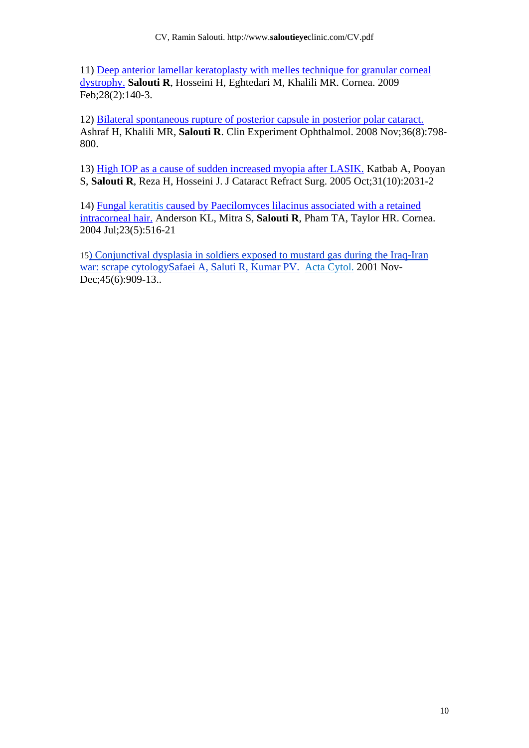11) Deep anterior lamellar keratoplasty with melles technique for granular corneal dystrophy. **Salouti R**, Hosseini H, Eghtedari M, Khalili MR. Cornea. 2009 Feb;28(2):140-3.

12) Bilateral spontaneous rupture of posterior capsule in posterior polar cataract. Ashraf H, Khalili MR, **Salouti R**. Clin Experiment Ophthalmol. 2008 Nov;36(8):798-800.

13) High IOP as a cause of sudden increased myopia after LASIK. Katbab A, Pooyan S, **Salouti R**, Reza H, Hosseini J. J Cataract Refract Surg. 2005 Oct;31(10):2031-2

14) Fungal keratitis caused by Paecilomyces lilacinus associated with a retained intracorneal hair. Anderson KL, Mitra S, **Salouti R**, Pham TA, Taylor HR. Cornea. 2004 Jul;23(5):516-21

15) Conjunctival dysplasia in soldiers exposed to mustard gas during the Iraq-Iran war: scrape cytologySafaei A, Saluti R, Kumar PV. Acta Cytol. 2001 Nov-Dec;45(6):909-13..